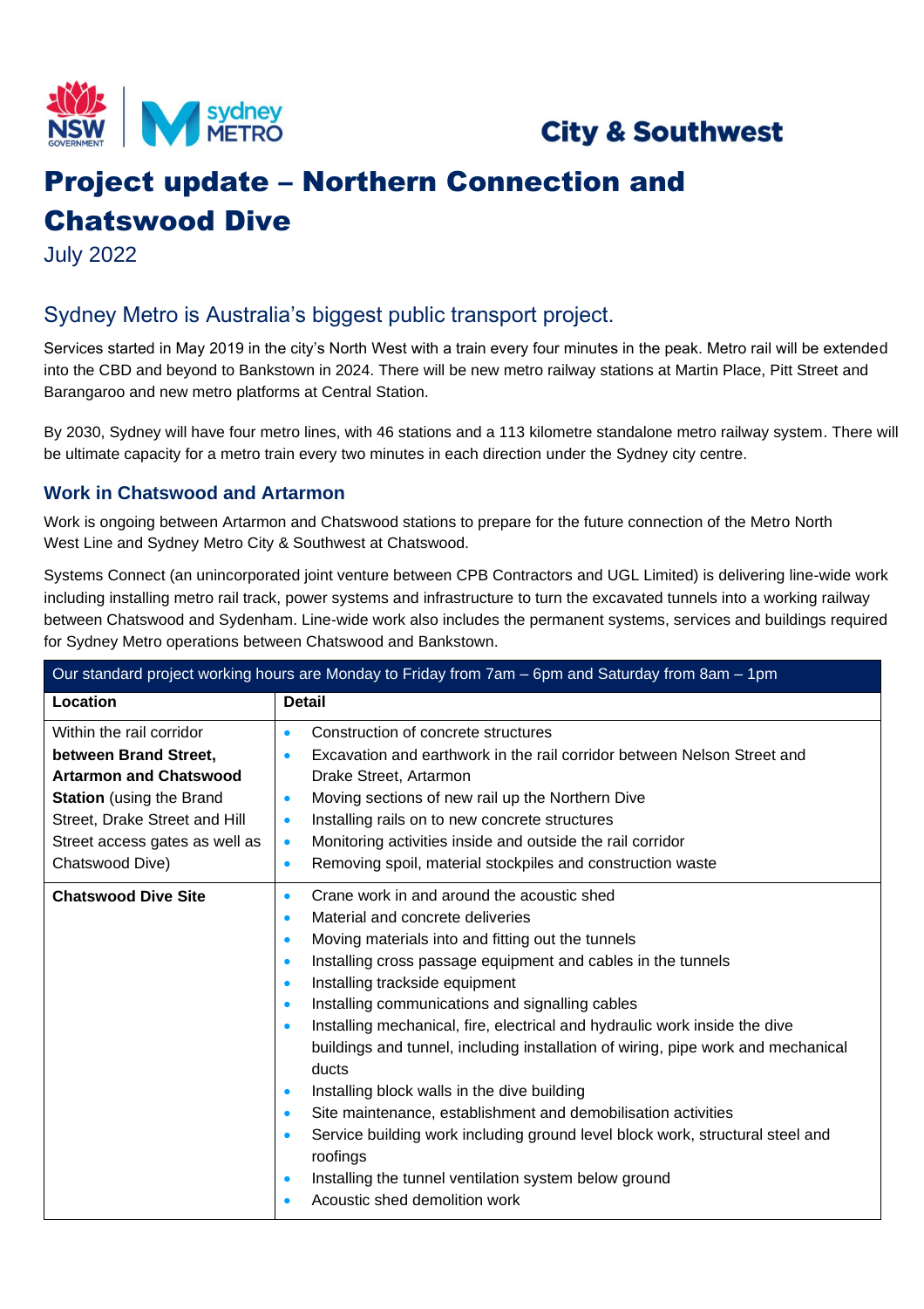City & Southwest

# Project update – Northern Connection and Chatswood Dive

July 2022

## Sydney Metro is Australia's biggest public transport project.

Services started in May 2019 in the city's North West with a train every four minutes in the peak. Metro rail will be extended into the CBD and beyond to Bankstown in 2024. There will be new metro railway stations at Martin Place, Pitt Street and Barangaroo and new metro platforms at Central Station.

By 2030, Sydney will have four metro lines, with 46 stations and a 113 kilometre standalone metro railway system. There will be ultimate capacity for a metro train every two minutes in each direction under the Sydney city centre.

### Work in Chatswood and Artarmon

Work is ongoing between Artarmon and Chatswood stations to prepare for the future connection of the Metro North West Line and Sydney Metro City & Southwest at Chatswood.

Systems Connect (an unincorporated joint venture between CPB Contractors and UGL Limited) is delivering line-wide work including installing metro rail track, power systems and infrastructure to turn the excavated tunnels into a working railway between Chatswood and Sydenham. Line-wide work also includes the permanent systems, services and buildings required for Sydney Metro operations between Chatswood and Bankstown.

| Our standard project working hours are Monday to Friday from 7am – 6pm and Saturday from 8am – 1pm | |
|---|---|
| **Location** | **Detail** |
| Within the rail corridor **between Brand Street, Artarmon and Chatswood Station** (using the Brand Street, Drake Street and Hill Street access gates as well as Chatswood Dive) | • Construction of concrete structures<br>• Excavation and earthwork in the rail corridor between Nelson Street and Drake Street, Artarmon<br>• Moving sections of new rail up the Northern Dive<br>• Installing rails on to new concrete structures<br>• Monitoring activities inside and outside the rail corridor<br>• Removing spoil, material stockpiles and construction waste |
| **Chatswood Dive Site** | • Crane work in and around the acoustic shed<br>• Material and concrete deliveries<br>• Moving materials into and fitting out the tunnels<br>• Installing cross passage equipment and cables in the tunnels<br>• Installing trackside equipment<br>• Installing communications and signalling cables<br>• Installing mechanical, fire, electrical and hydraulic work inside the dive buildings and tunnel, including installation of wiring, pipe work and mechanical ducts<br>• Installing block walls in the dive building<br>• Site maintenance, establishment and demobilisation activities<br>• Service building work including ground level block work, structural steel and roofings<br>• Installing the tunnel ventilation system below ground<br>• Acoustic shed demolition work |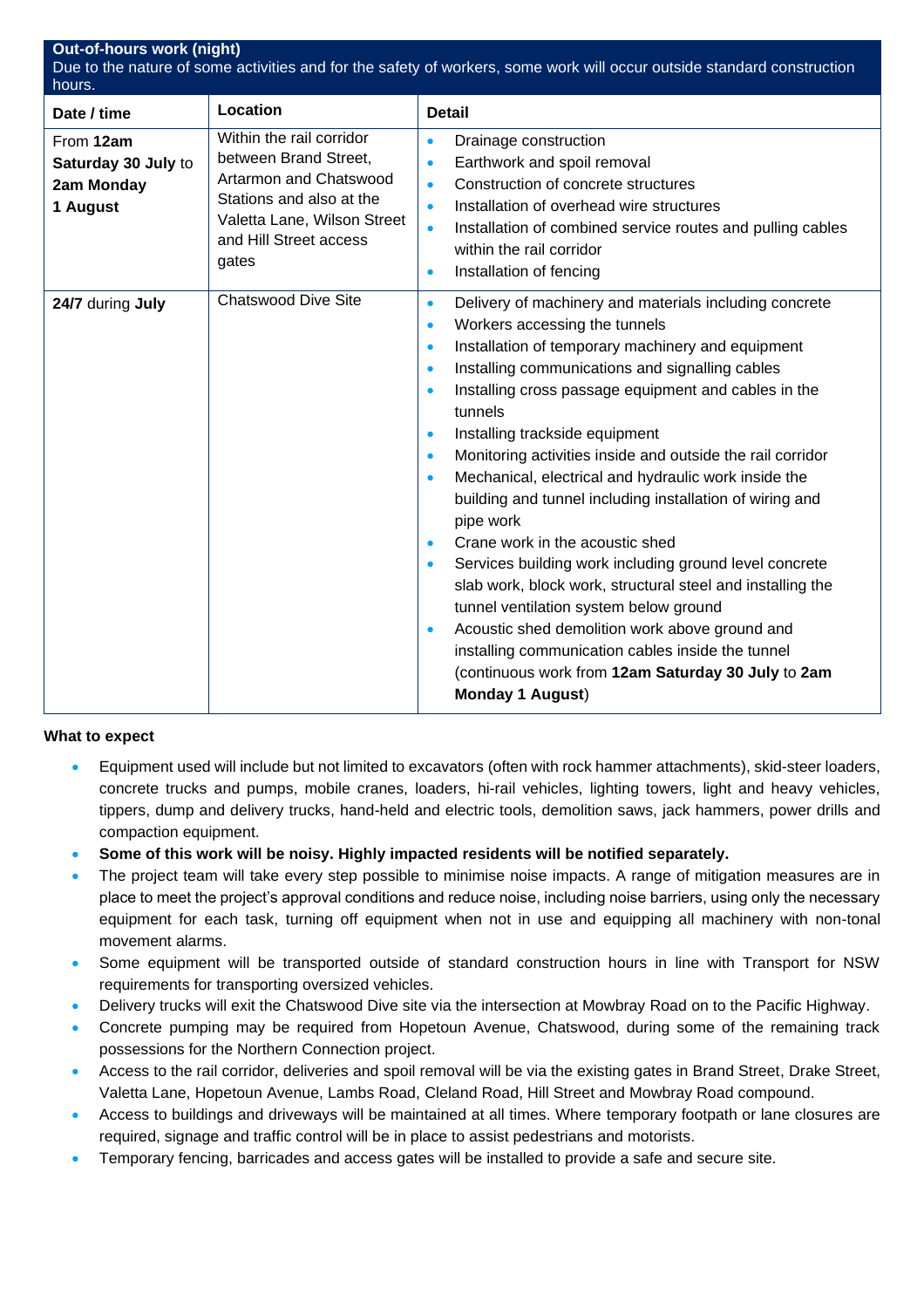**Out-of-hours work (night)**
Due to the nature of some activities and for the safety of workers, some work will occur outside standard construction hours.

| Date / time | Location | Detail |
| --- | --- | --- |
| From **12am Saturday 30 July** to **2am Monday 1 August** | Within the rail corridor between Brand Street, Artarmon and Chatswood Stations and also at the Valetta Lane, Wilson Street and Hill Street access gates | • Drainage construction<br>• Earthwork and spoil removal<br>• Construction of concrete structures<br>• Installation of overhead wire structures<br>• Installation of combined service routes and pulling cables within the rail corridor<br>• Installation of fencing |
| **24/7** during **July** | Chatswood Dive Site | • Delivery of machinery and materials including concrete<br>• Workers accessing the tunnels<br>• Installation of temporary machinery and equipment<br>• Installing communications and signalling cables<br>• Installing cross passage equipment and cables in the tunnels<br>• Installing trackside equipment<br>• Monitoring activities inside and outside the rail corridor<br>• Mechanical, electrical and hydraulic work inside the building and tunnel including installation of wiring and pipe work<br>• Crane work in the acoustic shed<br>• Services building work including ground level concrete slab work, block work, structural steel and installing the tunnel ventilation system below ground<br>• Acoustic shed demolition work above ground and installing communication cables inside the tunnel (continuous work from **12am Saturday 30 July** to **2am Monday 1 August**) |

**What to expect**

- Equipment used will include but not limited to excavators (often with rock hammer attachments), skid-steer loaders, concrete trucks and pumps, mobile cranes, loaders, hi-rail vehicles, lighting towers, light and heavy vehicles, tippers, dump and delivery trucks, hand-held and electric tools, demolition saws, jack hammers, power drills and compaction equipment.
- **Some of this work will be noisy. Highly impacted residents will be notified separately.**
- The project team will take every step possible to minimise noise impacts. A range of mitigation measures are in place to meet the project's approval conditions and reduce noise, including noise barriers, using only the necessary equipment for each task, turning off equipment when not in use and equipping all machinery with non-tonal movement alarms.
- Some equipment will be transported outside of standard construction hours in line with Transport for NSW requirements for transporting oversized vehicles.
- Delivery trucks will exit the Chatswood Dive site via the intersection at Mowbray Road on to the Pacific Highway.
- Concrete pumping may be required from Hopetoun Avenue, Chatswood, during some of the remaining track possessions for the Northern Connection project.
- Access to the rail corridor, deliveries and spoil removal will be via the existing gates in Brand Street, Drake Street, Valetta Lane, Hopetoun Avenue, Lambs Road, Cleland Road, Hill Street and Mowbray Road compound.
- Access to buildings and driveways will be maintained at all times. Where temporary footpath or lane closures are required, signage and traffic control will be in place to assist pedestrians and motorists.
- Temporary fencing, barricades and access gates will be installed to provide a safe and secure site.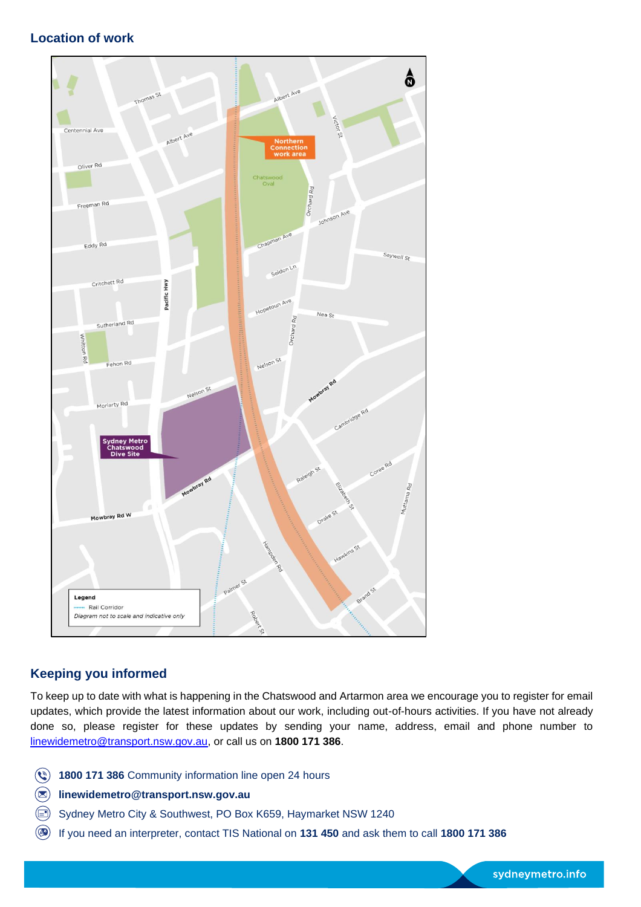## Location of work

Legend
Rail Corridor
*Diagram not to scale and indicative only*

Northern Connection work area

Sydney Metro Chatswood Dive Site

## Keeping you informed

To keep up to date with what is happening in the Chatswood and Artarmon area we encourage you to register for email updates, which provide the latest information about our work, including out-of-hours activities. If you have not already done so, please register for these updates by sending your name, address, email and phone number to linewidemetro@transport.nsw.gov.au, or call us on **1800 171 386**.

- **1800 171 386** Community information line open 24 hours
- **linewidemetro@transport.nsw.gov.au**
- Sydney Metro City & Southwest, PO Box K659, Haymarket NSW 1240
- If you need an interpreter, contact TIS National on **131 450** and ask them to call **1800 171 386**

sydneymetro.info